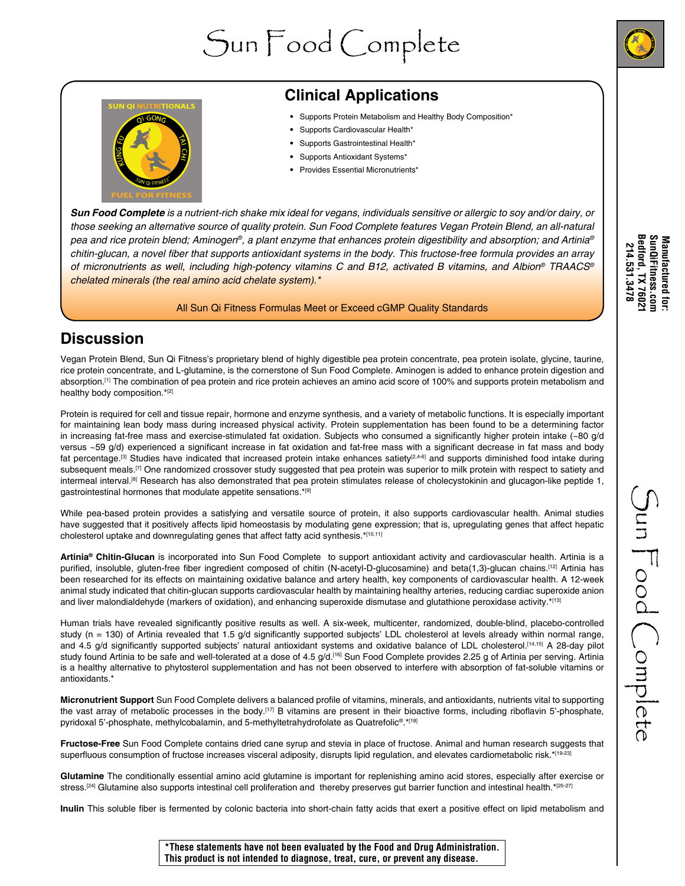# Sun Food Complete

## Clinical Applications

- Supports Protein Metabolism and Healthy Body Composition*
- Supports Cardiovascular Health*
- Supports Gastrointestinal Health*
- Supports Antioxidant Systems*
- Provides Essential Micronutrients*

***Sun Food Complete** is a nutrient-rich shake mix ideal for vegans, individuals sensitive or allergic to soy and/or dairy, or those seeking an alternative source of quality protein. Sun Food Complete features Vegan Protein Blend, an all-natural pea and rice protein blend; Aminogen®, a plant enzyme that enhances protein digestibility and absorption; and Artinia® chitin-glucan, a novel fiber that supports antioxidant systems in the body. This fructose-free formula provides an array of micronutrients as well, including high-potency vitamins C and B12, activated B vitamins, and Albion® TRAACS® chelated minerals (the real amino acid chelate system).**

All Sun Qi Fitness Formulas Meet or Exceed cGMP Quality Standards

Manufactured for:
SunQiFitness.com
Bedford, TX 76021
214.531.3478

## Discussion

Vegan Protein Blend, Sun Qi Fitness's proprietary blend of highly digestible pea protein concentrate, pea protein isolate, glycine, taurine, rice protein concentrate, and L-glutamine, is the cornerstone of Sun Food Complete. Aminogen is added to enhance protein digestion and absorption.[1] The combination of pea protein and rice protein achieves an amino acid score of 100% and supports protein metabolism and healthy body composition.*[2]

Protein is required for cell and tissue repair, hormone and enzyme synthesis, and a variety of metabolic functions. It is especially important for maintaining lean body mass during increased physical activity. Protein supplementation has been found to be a determining factor in increasing fat-free mass and exercise-stimulated fat oxidation. Subjects who consumed a significantly higher protein intake (~80 g/d versus ~59 g/d) experienced a significant increase in fat oxidation and fat-free mass with a significant decrease in fat mass and body fat percentage.[3] Studies have indicated that increased protein intake enhances satiety[2,4-6] and supports diminished food intake during subsequent meals.[7] One randomized crossover study suggested that pea protein was superior to milk protein with respect to satiety and intermeal interval.[8] Research has also demonstrated that pea protein stimulates release of cholecystokinin and glucagon-like peptide 1, gastrointestinal hormones that modulate appetite sensations.*[9]

While pea-based protein provides a satisfying and versatile source of protein, it also supports cardiovascular health. Animal studies have suggested that it positively affects lipid homeostasis by modulating gene expression; that is, upregulating genes that affect hepatic cholesterol uptake and downregulating genes that affect fatty acid synthesis.*[10,11]

**Artinia® Chitin-Glucan** is incorporated into Sun Food Complete to support antioxidant activity and cardiovascular health. Artinia is a purified, insoluble, gluten-free fiber ingredient composed of chitin (N-acetyl-D-glucosamine) and beta(1,3)-glucan chains.[12] Artinia has been researched for its effects on maintaining oxidative balance and artery health, key components of cardiovascular health. A 12-week animal study indicated that chitin-glucan supports cardiovascular health by maintaining healthy arteries, reducing cardiac superoxide anion and liver malondialdehyde (markers of oxidation), and enhancing superoxide dismutase and glutathione peroxidase activity.*[13]

Human trials have revealed significantly positive results as well. A six-week, multicenter, randomized, double-blind, placebo-controlled study (n = 130) of Artinia revealed that 1.5 g/d significantly supported subjects' LDL cholesterol at levels already within normal range, and 4.5 g/d significantly supported subjects' natural antioxidant systems and oxidative balance of LDL cholesterol.[14,15] A 28-day pilot study found Artinia to be safe and well-tolerated at a dose of 4.5 g/d.[16] Sun Food Complete provides 2.25 g of Artinia per serving. Artinia is a healthy alternative to phytosterol supplementation and has not been observed to interfere with absorption of fat-soluble vitamins or antioxidants.*

**Micronutrient Support** Sun Food Complete delivers a balanced profile of vitamins, minerals, and antioxidants, nutrients vital to supporting the vast array of metabolic processes in the body.[17] B vitamins are present in their bioactive forms, including riboflavin 5'-phosphate, pyridoxal 5'-phosphate, methylcobalamin, and 5-methyltetrahydrofolate as Quatrefolic®.*[18]

**Fructose-Free** Sun Food Complete contains dried cane syrup and stevia in place of fructose. Animal and human research suggests that superfluous consumption of fructose increases visceral adiposity, disrupts lipid regulation, and elevates cardiometabolic risk.*[19-23]

**Glutamine** The conditionally essential amino acid glutamine is important for replenishing amino acid stores, especially after exercise or stress.[24] Glutamine also supports intestinal cell proliferation and thereby preserves gut barrier function and intestinal health.*[25-27]

**Inulin** This soluble fiber is fermented by colonic bacteria into short-chain fatty acids that exert a positive effect on lipid metabolism and

**\*These statements have not been evaluated by the Food and Drug Administration. This product is not intended to diagnose, treat, cure, or prevent any disease.**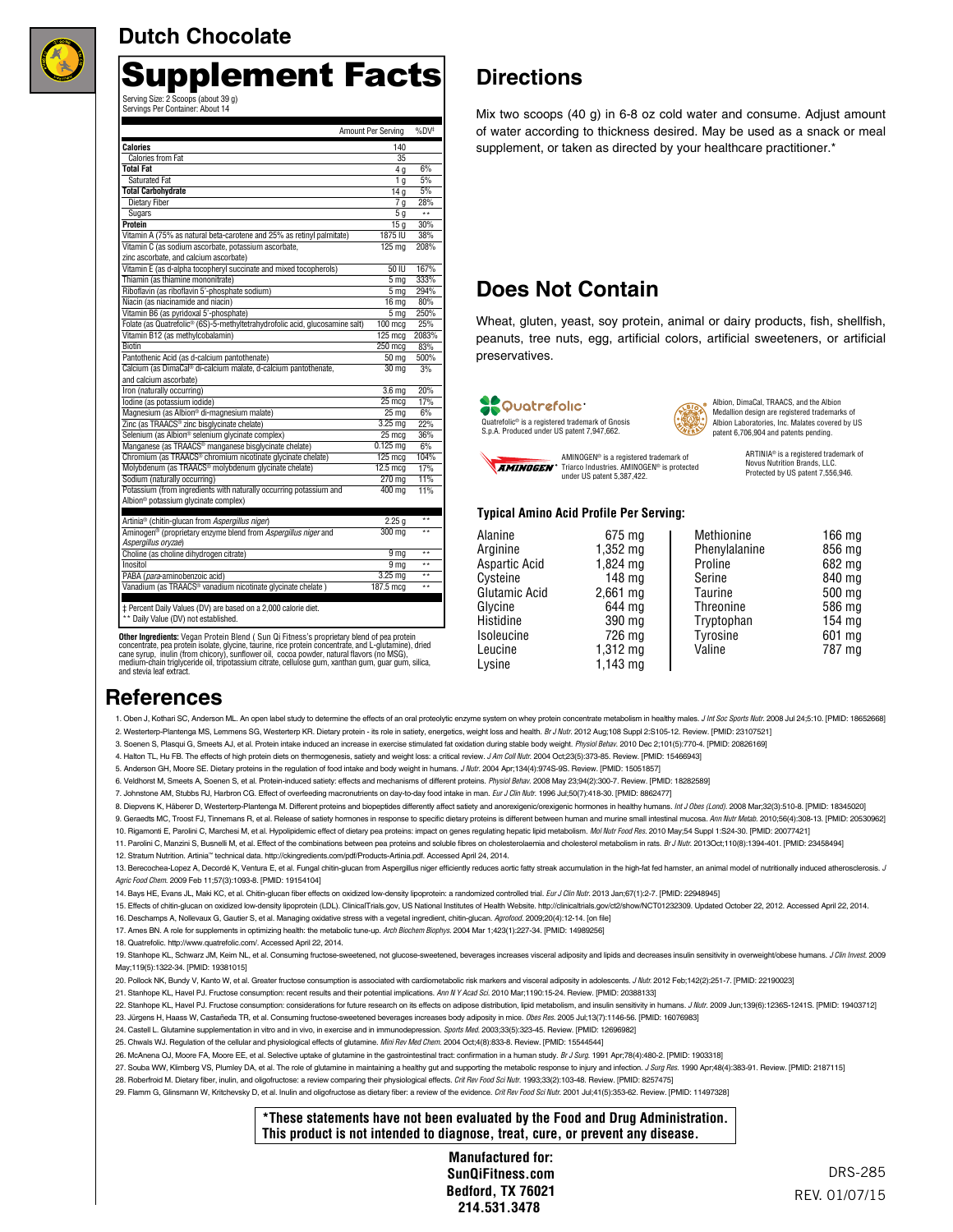# Dutch Chocolate

## Supplement Facts

Serving Size: 2 Scoops (about 39 g)
Servings Per Container: About 14

| | Amount Per Serving | %DV‡ |
|---|---|---|
| **Calories** | 140 | |
| Calories from Fat | 35 | |
| **Total Fat** | 4 g | 6% |
| Saturated Fat | 1 g | 5% |
| **Total Carbohydrate** | 14 g | 5% |
| Dietary Fiber | 7 g | 28% |
| Sugars | 5 g | ** |
| **Protein** | 15 g | 30% |
| Vitamin A (75% as natural beta-carotene and 25% as retinyl palmitate) | 1875 IU | 38% |
| Vitamin C (as sodium ascorbate, potassium ascorbate, zinc ascorbate, and calcium ascorbate) | 125 mg | 208% |
| Vitamin E (as d-alpha tocopheryl succinate and mixed tocopherols) | 50 IU | 167% |
| Thiamin (as thiamine mononitrate) | 5 mg | 333% |
| Riboflavin (as riboflavin 5'-phosphate sodium) | 5 mg | 294% |
| Niacin (as niacinamide and niacin) | 16 mg | 80% |
| Vitamin B6 (as pyridoxal 5'-phosphate) | 5 mg | 250% |
| Folate (as Quatrefolic® (6S)-5-methyltetrahydrofolic acid, glucosamine salt) | 100 mcg | 25% |
| Vitamin B12 (as methylcobalamin) | 125 mcg | 2083% |
| Biotin | 250 mcg | 83% |
| Pantothenic Acid (as d-calcium pantothenate) | 50 mg | 500% |
| Calcium (as DimaCal® di-calcium malate, d-calcium pantothenate, and calcium ascorbate) | 30 mg | 3% |
| Iron (naturally occurring) | 3.6 mg | 20% |
| Iodine (as potassium iodide) | 25 mcg | 17% |
| Magnesium (as Albion® di-magnesium malate) | 25 mg | 6% |
| Zinc (as TRAACS® zinc bisglycinate chelate) | 3.25 mg | 22% |
| Selenium (as Albion® selenium glycinate complex) | 25 mcg | 36% |
| Manganese (as TRAACS® manganese bisglycinate chelate) | 0.125 mg | 6% |
| Chromium (as TRAACS® chromium nicotinate glycinate chelate) | 125 mcg | 104% |
| Molybdenum (as TRAACS® molybdenum glycinate chelate) | 12.5 mcg | 17% |
| Sodium (naturally occurring) | 270 mg | 11% |
| Potassium (from ingredients with naturally occurring potassium and Albion® potassium glycinate complex) | 400 mg | 11% |
| Artinia® (chitin-glucan from *Aspergillus niger*) | 2.25 g | ** |
| Aminogen® (proprietary enzyme blend from *Aspergillus niger* and *Aspergillus oryzae*) | 300 mg | ** |
| Choline (as choline dihydrogen citrate) | 9 mg | ** |
| Inositol | 9 mg | ** |
| PABA (*para*-aminobenzoic acid) | 3.25 mg | ** |
| Vanadium (as TRAACS® vanadium nicotinate glycinate chelate ) | 187.5 mcg | ** |

‡ Percent Daily Values (DV) are based on a 2,000 calorie diet.
** Daily Value (DV) not established.

**Other Ingredients:** Vegan Protein Blend ( Sun Qi Fitness's proprietary blend of pea protein concentrate, pea protein isolate, glycine, taurine, rice protein concentrate, and L-glutamine), dried cane syrup, inulin (from chicory), sunflower oil, cocoa powder, natural flavors (no MSG), medium-chain triglyceride oil, tripotassium citrate, cellulose gum, xanthan gum, guar gum, silica, and stevia leaf extract.

## Directions

Mix two scoops (40 g) in 6-8 oz cold water and consume. Adjust amount of water according to thickness desired. May be used as a snack or meal supplement, or taken as directed by your healthcare practitioner.*

## Does Not Contain

Wheat, gluten, yeast, soy protein, animal or dairy products, fish, shellfish, peanuts, tree nuts, egg, artificial colors, artificial sweeteners, or artificial preservatives.

Quatrefolic® is a registered trademark of Gnosis S.p.A. Produced under US patent 7,947,662.

Albion, DimaCal, TRAACS, and the Albion Medallion design are registered trademarks of Albion Laboratories, Inc. Malates covered by US patent 6,706,904 and patents pending.

AMINOGEN® is a registered trademark of Triarco Industries. AMINOGEN® is protected under US patent 5,387,422.

ARTINIA® is a registered trademark of Novus Nutrition Brands, LLC. Protected by US patent 7,556,946.

### Typical Amino Acid Profile Per Serving:

| | | | |
|---|---|---|---|
| Alanine | 675 mg | Methionine | 166 mg |
| Arginine | 1,352 mg | Phenylalanine | 856 mg |
| Aspartic Acid | 1,824 mg | Proline | 682 mg |
| Cysteine | 148 mg | Serine | 840 mg |
| Glutamic Acid | 2,661 mg | Taurine | 500 mg |
| Glycine | 644 mg | Threonine | 586 mg |
| Histidine | 390 mg | Tryptophan | 154 mg |
| Isoleucine | 726 mg | Tyrosine | 601 mg |
| Leucine | 1,312 mg | Valine | 787 mg |
| Lysine | 1,143 mg | | |

## References

1. Oben J, Kothari SC, Anderson ML. An open label study to determine the effects of an oral proteolytic enzyme system on whey protein concentrate metabolism in healthy males. *J Int Soc Sports Nutr.* 2008 Jul 24;5:10. [PMID: 18652668]
2. Westerterp-Plantenga MS, Lemmens SG, Westerterp KR. Dietary protein - its role in satiety, energetics, weight loss and health. *Br J Nutr.* 2012 Aug;108 Suppl 2:S105-12. Review. [PMID: 23107521]
3. Soenen S, Plasqui G, Smeets AJ, et al. Protein intake induced an increase in exercise stimulated fat oxidation during stable body weight. *Physiol Behav.* 2010 Dec 2;101(5):770-4. [PMID: 20826169]
4. Halton TL, Hu FB. The effects of high protein diets on thermogenesis, satiety and weight loss: a critical review. *J Am Coll Nutr.* 2004 Oct;23(5):373-85. Review. [PMID: 15466943]
5. Anderson GH, Moore SE. Dietary proteins in the regulation of food intake and body weight in humans. *J Nutr.* 2004 Apr;134(4):974S-9S. Review. [PMID: 15051857]
6. Veldhorst M, Smeets A, Soenen S, et al. Protein-induced satiety: effects and mechanisms of different proteins. *Physiol Behav.* 2008 May 23;94(2):300-7. Review. [PMID: 18282589]
7. Johnstone AM, Stubbs RJ, Harbron CG. Effect of overfeeding macronutrients on day-to-day food intake in man. *Eur J Clin Nutr.* 1996 Jul;50(7):418-30. [PMID: 8862477]
8. Diepvens K, Häberer D, Westerterp-Plantenga M. Different proteins and biopeptides differently affect satiety and anorexigenic/orexigenic hormones in healthy humans. *Int J Obes (Lond).* 2008 Mar;32(3):510-8. [PMID: 18345020]
9. Geraedts MC, Troost FJ, Tinnemans R, et al. Release of satiety hormones in response to specific dietary proteins is different between human and murine small intestinal mucosa. *Ann Nutr Metab.* 2010;56(4):308-13. [PMID: 20530962]
10. Rigamonti E, Parolini C, Marchesi M, et al. Hypolipidemic effect of dietary pea proteins: impact on genes regulating hepatic lipid metabolism. *Mol Nutr Food Res.* 2010 May;54 Suppl 1:S24-30. [PMID: 20077421]
11. Parolini C, Manzini S, Busnelli M, et al. Effect of the combinations between pea proteins and soluble fibres on cholesterolaemia and cholesterol metabolism in rats. *Br J Nutr.* 2013Oct;110(8):1394-401. [PMID: 23458494]
12. Stratum Nutrition. Artinia™ technical data. http://ckingredients.com/pdf/Products-Artinia.pdf. Accessed April 24, 2014.
13. Berecochea-Lopez A, Decordé K, Ventura E, et al. Fungal chitin-glucan from Aspergillus niger efficiently reduces aortic fatty streak accumulation in the high-fat fed hamster, an animal model of nutritionally induced atherosclerosis. *J Agric Food Chem.* 2009 Feb 11;57(3):1093-8. [PMID: 19154104]
14. Bays HE, Evans JL, Maki KC, et al. Chitin-glucan fiber effects on oxidized low-density lipoprotein: a randomized controlled trial. *Eur J Clin Nutr.* 2013 Jan;67(1):2-7. [PMID: 22948945]
15. Effects of chitin-glucan on oxidized low-density lipoprotein (LDL). ClinicalTrials.gov, US National Institutes of Health Website. http://clinicaltrials.gov/ct2/show/NCT01232309. Updated October 22, 2012. Accessed April 22, 2014.
16. Deschamps A, Nollevaux G, Gautier S, et al. Managing oxidative stress with a vegetal ingredient, chitin-glucan. *Agrofood.* 2009;20(4):12-14. [on file]
17. Ames BN. A role for supplements in optimizing health: the metabolic tune-up. *Arch Biochem Biophys.* 2004 Mar 1;423(1):227-34. [PMID: 14989256]
18. Quatrefolic. http://www.quatrefolic.com/. Accessed April 22, 2014.
19. Stanhope KL, Schwarz JM, Keim NL, et al. Consuming fructose-sweetened, not glucose-sweetened, beverages increases visceral adiposity and lipids and decreases insulin sensitivity in overweight/obese humans. *J Clin Invest.* 2009 May;119(5):1322-34. [PMID: 19381015]
20. Pollock NK, Bundy V, Kanto W, et al. Greater fructose consumption is associated with cardiometabolic risk markers and visceral adiposity in adolescents. *J Nutr.* 2012 Feb;142(2):251-7. [PMID: 22190023]
21. Stanhope KL, Havel PJ. Fructose consumption: recent results and their potential implications. *Ann N Y Acad Sci.* 2010 Mar;1190:15-24. Review. [PMID: 20388133]
22. Stanhope KL, Havel PJ. Fructose consumption: considerations for future research on its effects on adipose distribution, lipid metabolism, and insulin sensitivity in humans. *J Nutr.* 2009 Jun;139(6):1236S-1241S. [PMID: 19403712]
23. Jürgens H, Haass W, Castañeda TR, et al. Consuming fructose-sweetened beverages increases body adiposity in mice. *Obes Res.* 2005 Jul;13(7):1146-56. [PMID: 16076983]
24. Castell L. Glutamine supplementation in vitro and in vivo, in exercise and in immunodepression. *Sports Med.* 2003;33(5):323-45. Review. [PMID: 12696982]
25. Chwals WJ. Regulation of the cellular and physiological effects of glutamine. *Mini Rev Med Chem.* 2004 Oct;4(8):833-8. Review. [PMID: 15544544]
26. McAnena OJ, Moore FA, Moore EE, et al. Selective uptake of glutamine in the gastrointestinal tract: confirmation in a human study. *Br J Surg.* 1991 Apr;78(4):480-2. [PMID: 1903318]
27. Souba WW, Klimberg VS, Plumley DA, et al. The role of glutamine in maintaining a healthy gut and supporting the metabolic response to injury and infection. *J Surg Res.* 1990 Apr;48(4):383-91. Review. [PMID: 2187115]
28. Roberfroid M. Dietary fiber, inulin, and oligofructose: a review comparing their physiological effects. *Crit Rev Food Sci Nutr.* 1993;33(2):103-48. Review. [PMID: 8257475]
29. Flamm G, Glinsmann W, Kritchevsky D, et al. Inulin and oligofructose as dietary fiber: a review of the evidence. *Crit Rev Food Sci Nutr.* 2001 Jul;41(5):353-62. Review. [PMID: 11497328]

**\*These statements have not been evaluated by the Food and Drug Administration. This product is not intended to diagnose, treat, cure, or prevent any disease.**

**Manufactured for:**
**SunQiFitness.com**
**Bedford, TX 76021**
**214.531.3478**

DRS-285
REV. 01/07/15